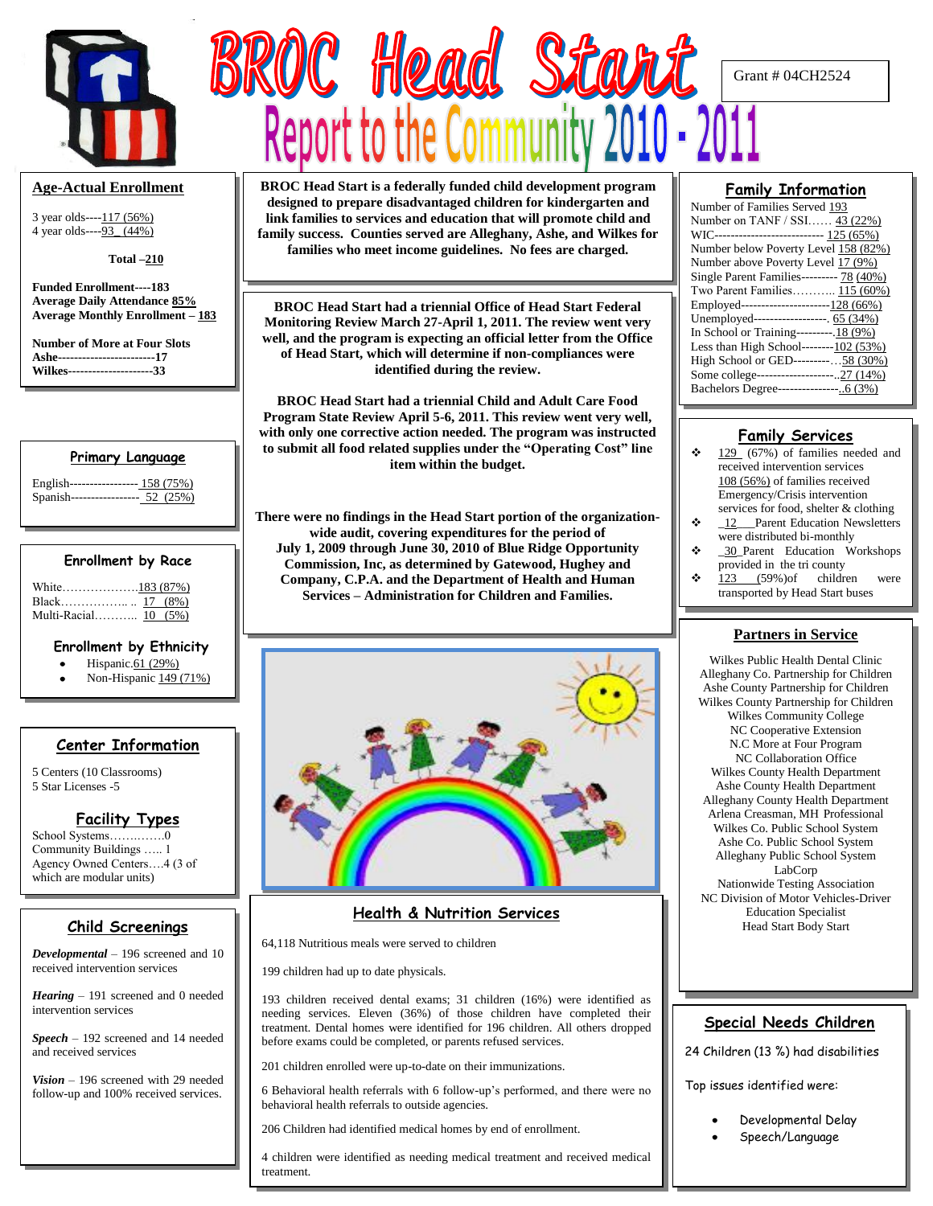# BROC Head Start

## Report to the Community 2010 - 2011

Grant # 04CH2524

## Age-Actual Enrollment

3 year olds----117 (56%)
4 year olds----93 (44%)

**Total –210**

**Funded Enrollment----183**
**Average Daily Attendance 85%**
**Average Monthly Enrollment – 183**

**Number of More at Four Slots**
**Ashe------------------------17**
**Wilkes---------------------33**

## Primary Language

English----------------- 158 (75%)
Spanish----------------- 52 (25%)

## Enrollment by Race

White……………….183 (87%)
Black…………….. .. 17 (8%)
Multi-Racial……….. 10 (5%)

## Enrollment by Ethnicity

- Hispanic.61 (29%)
- Non-Hispanic 149 (71%)

## Center Information

5 Centers (10 Classrooms)
5 Star Licenses -5

## Facility Types

School Systems…….…….0
Community Buildings ….. 1
Agency Owned Centers….4 (3 of which are modular units)

## Child Screenings

***Developmental*** – 196 screened and 10 received intervention services

***Hearing*** – 191 screened and 0 needed intervention services

***Speech*** – 192 screened and 14 needed and received services

***Vision*** – 196 screened with 29 needed follow-up and 100% received services.

**BROC Head Start is a federally funded child development program designed to prepare disadvantaged children for kindergarten and link families to services and education that will promote child and family success. Counties served are Alleghany, Ashe, and Wilkes for families who meet income guidelines. No fees are charged.**

**BROC Head Start had a triennial Office of Head Start Federal Monitoring Review March 27-April 1, 2011. The review went very well, and the program is expecting an official letter from the Office of Head Start, which will determine if non-compliances were identified during the review.**

**BROC Head Start had a triennial Child and Adult Care Food Program State Review April 5-6, 2011. This review went very well, with only one corrective action needed. The program was instructed to submit all food related supplies under the "Operating Cost" line item within the budget.**

**There were no findings in the Head Start portion of the organization-wide audit, covering expenditures for the period of July 1, 2009 through June 30, 2010 of Blue Ridge Opportunity Commission, Inc, as determined by Gatewood, Hughey and Company, C.P.A. and the Department of Health and Human Services – Administration for Children and Families.**

## Health & Nutrition Services

64,118 Nutritious meals were served to children

199 children had up to date physicals.

193 children received dental exams; 31 children (16%) were identified as needing services. Eleven (36%) of those children have completed their treatment. Dental homes were identified for 196 children. All others dropped before exams could be completed, or parents refused services.

201 children enrolled were up-to-date on their immunizations.

6 Behavioral health referrals with 6 follow-up's performed, and there were no behavioral health referrals to outside agencies.

206 Children had identified medical homes by end of enrollment.

4 children were identified as needing medical treatment and received medical treatment.

## Family Information

Number of Families Served 193
Number on TANF / SSI…… 43 (22%)
WIC--------------------------- 125 (65%)
Number below Poverty Level 158 (82%)
Number above Poverty Level 17 (9%)
Single Parent Families--------- 78 (40%)
Two Parent Families……….. 115 (60%)
Employed----------------------128 (66%)
Unemployed------------------. 65 (34%)
In School or Training---------.18 (9%)
Less than High School--------102 (53%)
High School or GED---------…58 (30%)
Some college--------------------..27 (14%)
Bachelors Degree---------------..6 (3%)

## Family Services

- 129 (67%) of families needed and received intervention services
  108 (56%) of families received Emergency/Crisis intervention services for food, shelter & clothing
- 12 Parent Education Newsletters were distributed bi-monthly
- 30 Parent Education Workshops provided in the tri county
- 123 (59%)of children were transported by Head Start buses

## Partners in Service

Wilkes Public Health Dental Clinic
Alleghany Co. Partnership for Children
Ashe County Partnership for Children
Wilkes County Partnership for Children
Wilkes Community College
NC Cooperative Extension
N.C More at Four Program
NC Collaboration Office
Wilkes County Health Department
Ashe County Health Department
Alleghany County Health Department
Arlena Creasman, MH Professional
Wilkes Co. Public School System
Ashe Co. Public School System
Alleghany Public School System
LabCorp
Nationwide Testing Association
NC Division of Motor Vehicles-Driver Education Specialist
Head Start Body Start

## Special Needs Children

24 Children (13 %) had disabilities

Top issues identified were:

- Developmental Delay
- Speech/Language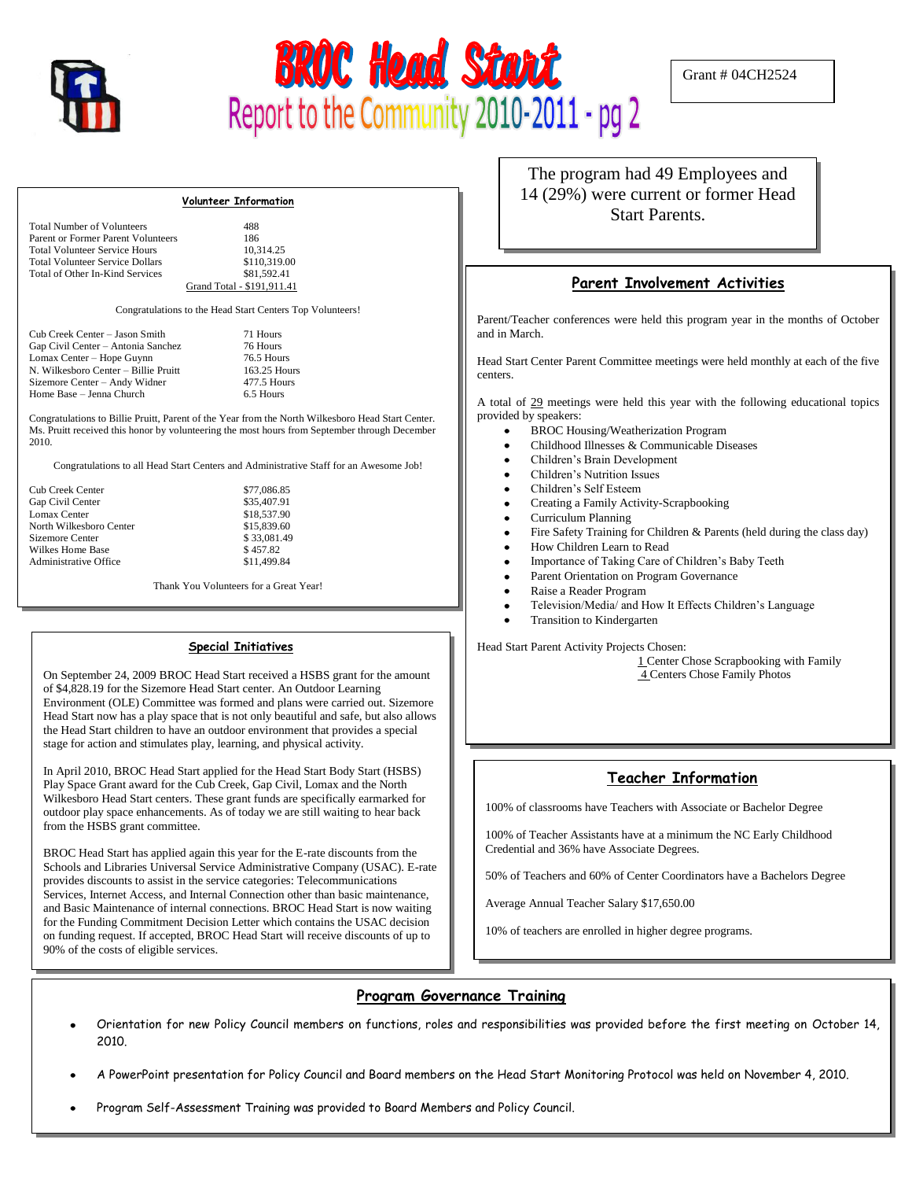# BROC Head Start

## Report to the Community 2010-2011 - pg 2

Grant # 04CH2524

### Volunteer Information

| | |
|---|---|
| Total Number of Volunteers | 488 |
| Parent or Former Parent Volunteers | 186 |
| Total Volunteer Service Hours | 10,314.25 |
| Total Volunteer Service Dollars | $110,319.00 |
| Total of Other In-Kind Services | $81,592.41 |
| | Grand Total - $191,911.41 |

Congratulations to the Head Start Centers Top Volunteers!

| | |
|---|---|
| Cub Creek Center – Jason Smith | 71 Hours |
| Gap Civil Center – Antonia Sanchez | 76 Hours |
| Lomax Center – Hope Guynn | 76.5 Hours |
| N. Wilkesboro Center – Billie Pruitt | 163.25 Hours |
| Sizemore Center – Andy Widner | 477.5 Hours |
| Home Base – Jenna Church | 6.5 Hours |

Congratulations to Billie Pruitt, Parent of the Year from the North Wilkesboro Head Start Center. Ms. Pruitt received this honor by volunteering the most hours from September through December 2010.

Congratulations to all Head Start Centers and Administrative Staff for an Awesome Job!

| | |
|---|---|
| Cub Creek Center | $77,086.85 |
| Gap Civil Center | $35,407.91 |
| Lomax Center | $18,537.90 |
| North Wilkesboro Center | $15,839.60 |
| Sizemore Center | $ 33,081.49 |
| Wilkes Home Base | $ 457.82 |
| Administrative Office | $11,499.84 |

Thank You Volunteers for a Great Year!

### Special Initiatives

On September 24, 2009 BROC Head Start received a HSBS grant for the amount of $4,828.19 for the Sizemore Head Start center. An Outdoor Learning Environment (OLE) Committee was formed and plans were carried out. Sizemore Head Start now has a play space that is not only beautiful and safe, but also allows the Head Start children to have an outdoor environment that provides a special stage for action and stimulates play, learning, and physical activity.

In April 2010, BROC Head Start applied for the Head Start Body Start (HSBS) Play Space Grant award for the Cub Creek, Gap Civil, Lomax and the North Wilkesboro Head Start centers. These grant funds are specifically earmarked for outdoor play space enhancements. As of today we are still waiting to hear back from the HSBS grant committee.

BROC Head Start has applied again this year for the E-rate discounts from the Schools and Libraries Universal Service Administrative Company (USAC). E-rate provides discounts to assist in the service categories: Telecommunications Services, Internet Access, and Internal Connection other than basic maintenance, and Basic Maintenance of internal connections. BROC Head Start is now waiting for the Funding Commitment Decision Letter which contains the USAC decision on funding request. If accepted, BROC Head Start will receive discounts of up to 90% of the costs of eligible services.

The program had 49 Employees and 14 (29%) were current or former Head Start Parents.

### Parent Involvement Activities

Parent/Teacher conferences were held this program year in the months of October and in March.

Head Start Center Parent Committee meetings were held monthly at each of the five centers.

A total of 29 meetings were held this year with the following educational topics provided by speakers:

- BROC Housing/Weatherization Program
- Childhood Illnesses & Communicable Diseases
- Children's Brain Development
- Children's Nutrition Issues
- Children's Self Esteem
- Creating a Family Activity-Scrapbooking
- Curriculum Planning
- Fire Safety Training for Children & Parents (held during the class day)
- How Children Learn to Read
- Importance of Taking Care of Children's Baby Teeth
- Parent Orientation on Program Governance
- Raise a Reader Program
- Television/Media/ and How It Effects Children's Language
- Transition to Kindergarten

Head Start Parent Activity Projects Chosen:

1 Center Chose Scrapbooking with Family
4 Centers Chose Family Photos

### Teacher Information

100% of classrooms have Teachers with Associate or Bachelor Degree

100% of Teacher Assistants have at a minimum the NC Early Childhood Credential and 36% have Associate Degrees.

50% of Teachers and 60% of Center Coordinators have a Bachelors Degree

Average Annual Teacher Salary $17,650.00

10% of teachers are enrolled in higher degree programs.

### Program Governance Training

- Orientation for new Policy Council members on functions, roles and responsibilities was provided before the first meeting on October 14, 2010.
- A PowerPoint presentation for Policy Council and Board members on the Head Start Monitoring Protocol was held on November 4, 2010.
- Program Self-Assessment Training was provided to Board Members and Policy Council.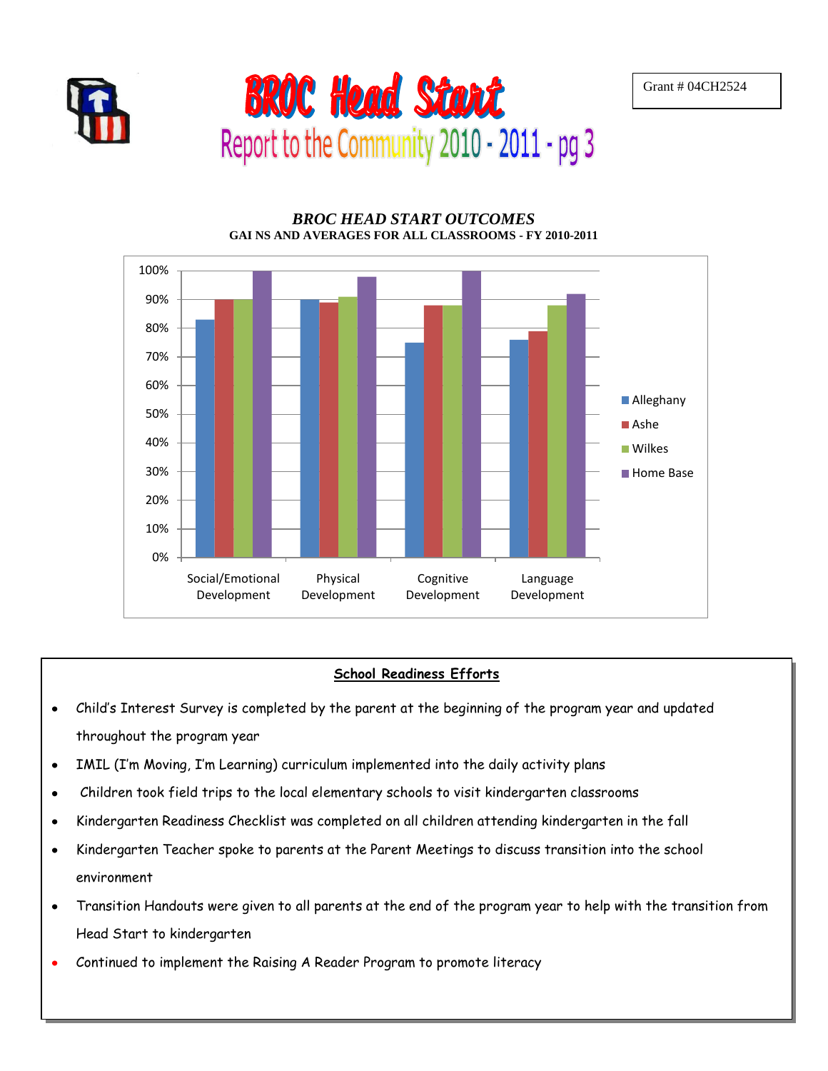Grant # 04CH2524

# BROC Head Start

## Report to the Community 2010 - 2011 - pg 3

### *BROC HEAD START OUTCOMES*

**GAI NS AND AVERAGES FOR ALL CLASSROOMS - FY 2010-2011**

| | Alleghany | Ashe | Wilkes | Home Base |
|---|---|---|---|---|
| Social/Emotional Development | 83% | 90% | 90% | 100% |
| Physical Development | 90% | 89% | 91% | 98% |
| Cognitive Development | 75% | 88% | 88% | 100% |
| Language Development | 76% | 79% | 88% | 92% |

**School Readiness Efforts**

- Child's Interest Survey is completed by the parent at the beginning of the program year and updated throughout the program year
- IMIL (I'm Moving, I'm Learning) curriculum implemented into the daily activity plans
- Children took field trips to the local elementary schools to visit kindergarten classrooms
- Kindergarten Readiness Checklist was completed on all children attending kindergarten in the fall
- Kindergarten Teacher spoke to parents at the Parent Meetings to discuss transition into the school environment
- Transition Handouts were given to all parents at the end of the program year to help with the transition from Head Start to kindergarten
- Continued to implement the Raising A Reader Program to promote literacy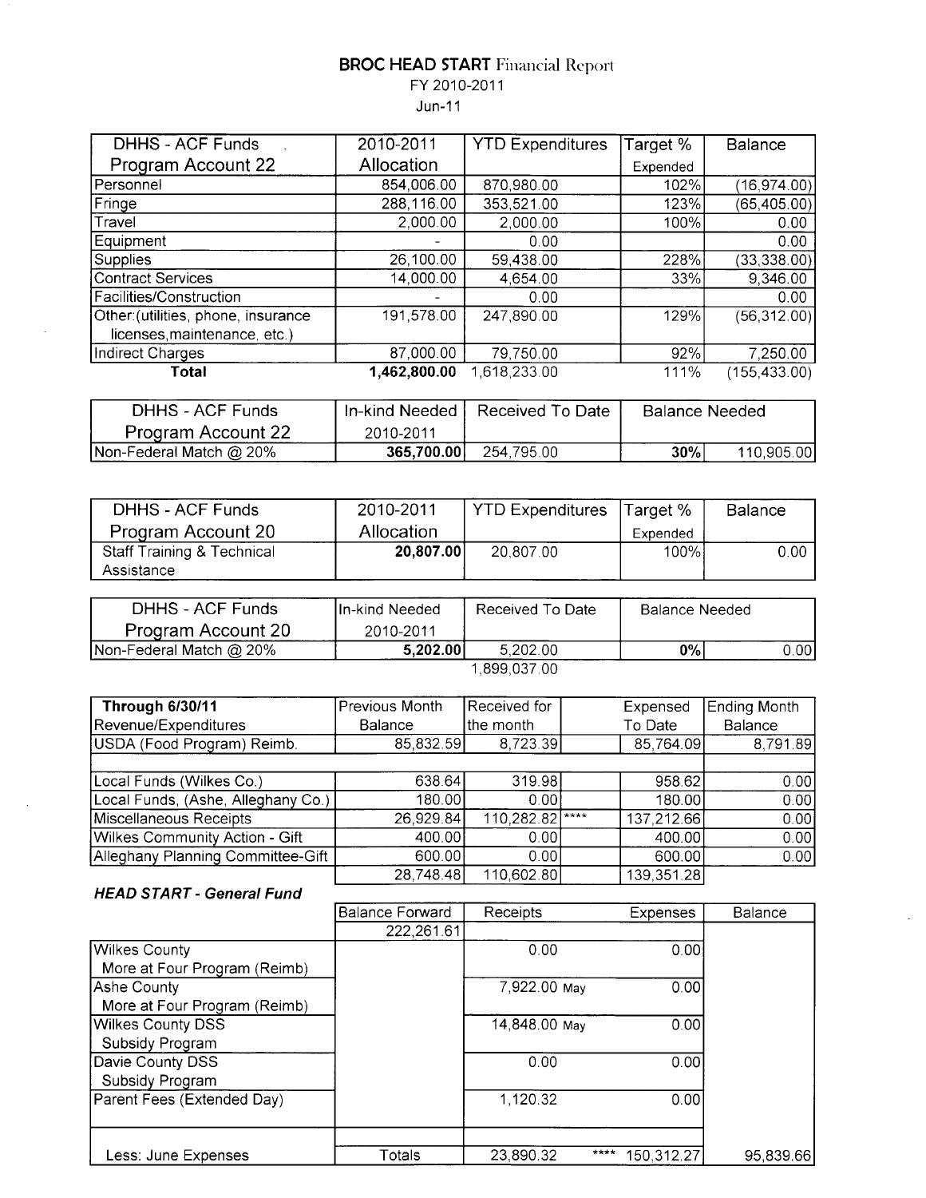# BROC HEAD START Financial Report

FY 2010-2011

Jun-11

| DHHS - ACF Funds Program Account 22 | 2010-2011 Allocation | YTD Expenditures | Target % Expended | Balance |
|---|---|---|---|---|
| Personnel | 854,006.00 | 870,980.00 | 102% | (16,974.00) |
| Fringe | 288,116.00 | 353,521.00 | 123% | (65,405.00) |
| Travel | 2,000.00 | 2,000.00 | 100% | 0.00 |
| Equipment | - | 0.00 | | 0.00 |
| Supplies | 26,100.00 | 59,438.00 | 228% | (33,338.00) |
| Contract Services | 14,000.00 | 4,654.00 | 33% | 9,346.00 |
| Facilities/Construction | - | 0.00 | | 0.00 |
| Other:(utilities, phone, insurance licenses,maintenance, etc.) | 191,578.00 | 247,890.00 | 129% | (56,312.00) |
| Indirect Charges | 87,000.00 | 79,750.00 | 92% | 7,250.00 |
| **Total** | **1,462,800.00** | 1,618,233.00 | 111% | (155,433.00) |

| DHHS - ACF Funds Program Account 22 | In-kind Needed 2010-2011 | Received To Date | Balance Needed | |
|---|---|---|---|---|
| Non-Federal Match @ 20% | **365,700.00** | 254,795.00 | **30%** | 110,905.00 |

| DHHS - ACF Funds Program Account 20 | 2010-2011 Allocation | YTD Expenditures | Target % Expended | Balance |
|---|---|---|---|---|
| Staff Training & Technical Assistance | **20,807.00** | 20,807.00 | 100% | 0.00 |

| DHHS - ACF Funds Program Account 20 | In-kind Needed 2010-2011 | Received To Date | Balance Needed | |
|---|---|---|---|---|
| Non-Federal Match @ 20% | **5,202.00** | 5,202.00 | **0%** | 0.00 |
| | | 1,899,037.00 | | |

| **Through 6/30/11** Revenue/Expenditures | Previous Month Balance | Received for the month | | Expensed To Date | Ending Month Balance |
|---|---|---|---|---|---|
| USDA (Food Program) Reimb. | 85,832.59 | 8,723.39 | | 85,764.09 | 8,791.89 |
| | | | | | |
| Local Funds (Wilkes Co.) | 638.64 | 319.98 | | 958.62 | 0.00 |
| Local Funds, (Ashe, Alleghany Co.) | 180.00 | 0.00 | | 180.00 | 0.00 |
| Miscellaneous Receipts | 26,929.84 | 110,282.82 | **** | 137,212.66 | 0.00 |
| Wilkes Community Action - Gift | 400.00 | 0.00 | | 400.00 | 0.00 |
| Alleghany Planning Committee-Gift | 600.00 | 0.00 | | 600.00 | 0.00 |
| | 28,748.48 | 110,602.80 | | 139,351.28 | |

***HEAD START - General Fund***

| | Balance Forward | Receipts | Expenses | Balance |
|---|---|---|---|---|
| | 222,261.61 | | | |
| Wilkes County More at Four Program (Reimb) | | 0.00 | 0.00 | |
| Ashe County More at Four Program (Reimb) | | 7,922.00 May | 0.00 | |
| Wilkes County DSS Subsidy Program | | 14,848.00 May | 0.00 | |
| Davie County DSS Subsidy Program | | 0.00 | 0.00 | |
| Parent Fees (Extended Day) | | 1,120.32 | 0.00 | |
| | | | | |
| Less: June Expenses | Totals | 23,890.32 | **** 150,312.27 | 95,839.66 |